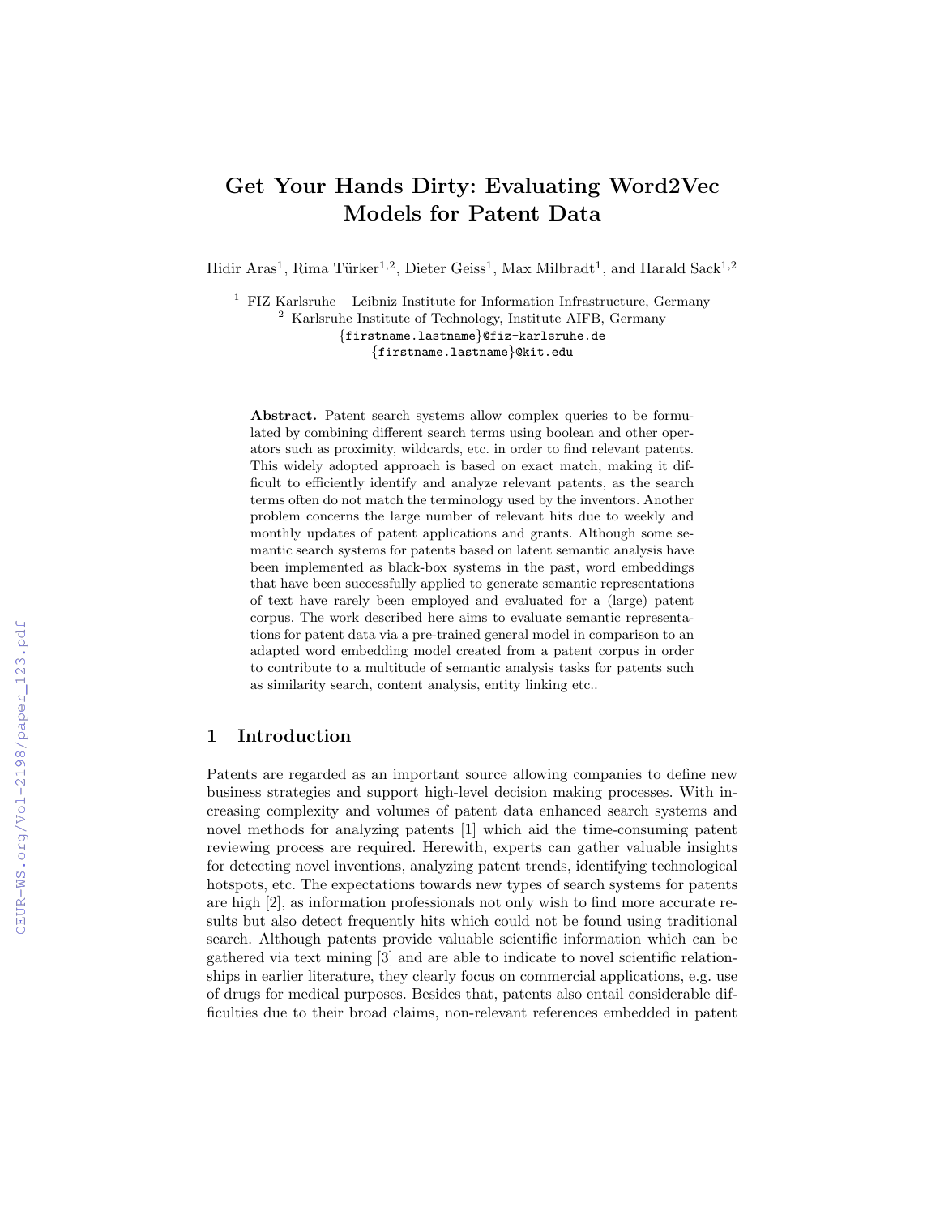# Get Your Hands Dirty: Evaluating Word2Vec Models for Patent Data

Hidir Aras[1], Rima Türker[1,2], Dieter Geiss[1], Max Milbradt[1], and Harald Sack[1,2]

[1] FIZ Karlsruhe – Leibniz Institute for Information Infrastructure, Germany
[2] Karlsruhe Institute of Technology, Institute AIFB, Germany
{firstname.lastname}@fiz-karlsruhe.de
{firstname.lastname}@kit.edu

**Abstract.** Patent search systems allow complex queries to be formulated by combining different search terms using boolean and other operators such as proximity, wildcards, etc. in order to find relevant patents. This widely adopted approach is based on exact match, making it difficult to efficiently identify and analyze relevant patents, as the search terms often do not match the terminology used by the inventors. Another problem concerns the large number of relevant hits due to weekly and monthly updates of patent applications and grants. Although some semantic search systems for patents based on latent semantic analysis have been implemented as black-box systems in the past, word embeddings that have been successfully applied to generate semantic representations of text have rarely been employed and evaluated for a (large) patent corpus. The work described here aims to evaluate semantic representations for patent data via a pre-trained general model in comparison to an adapted word embedding model created from a patent corpus in order to contribute to a multitude of semantic analysis tasks for patents such as similarity search, content analysis, entity linking etc..

## 1 Introduction

Patents are regarded as an important source allowing companies to define new business strategies and support high-level decision making processes. With increasing complexity and volumes of patent data enhanced search systems and novel methods for analyzing patents [1] which aid the time-consuming patent reviewing process are required. Herewith, experts can gather valuable insights for detecting novel inventions, analyzing patent trends, identifying technological hotspots, etc. The expectations towards new types of search systems for patents are high [2], as information professionals not only wish to find more accurate results but also detect frequently hits which could not be found using traditional search. Although patents provide valuable scientific information which can be gathered via text mining [3] and are able to indicate to novel scientific relationships in earlier literature, they clearly focus on commercial applications, e.g. use of drugs for medical purposes. Besides that, patents also entail considerable difficulties due to their broad claims, non-relevant references embedded in patent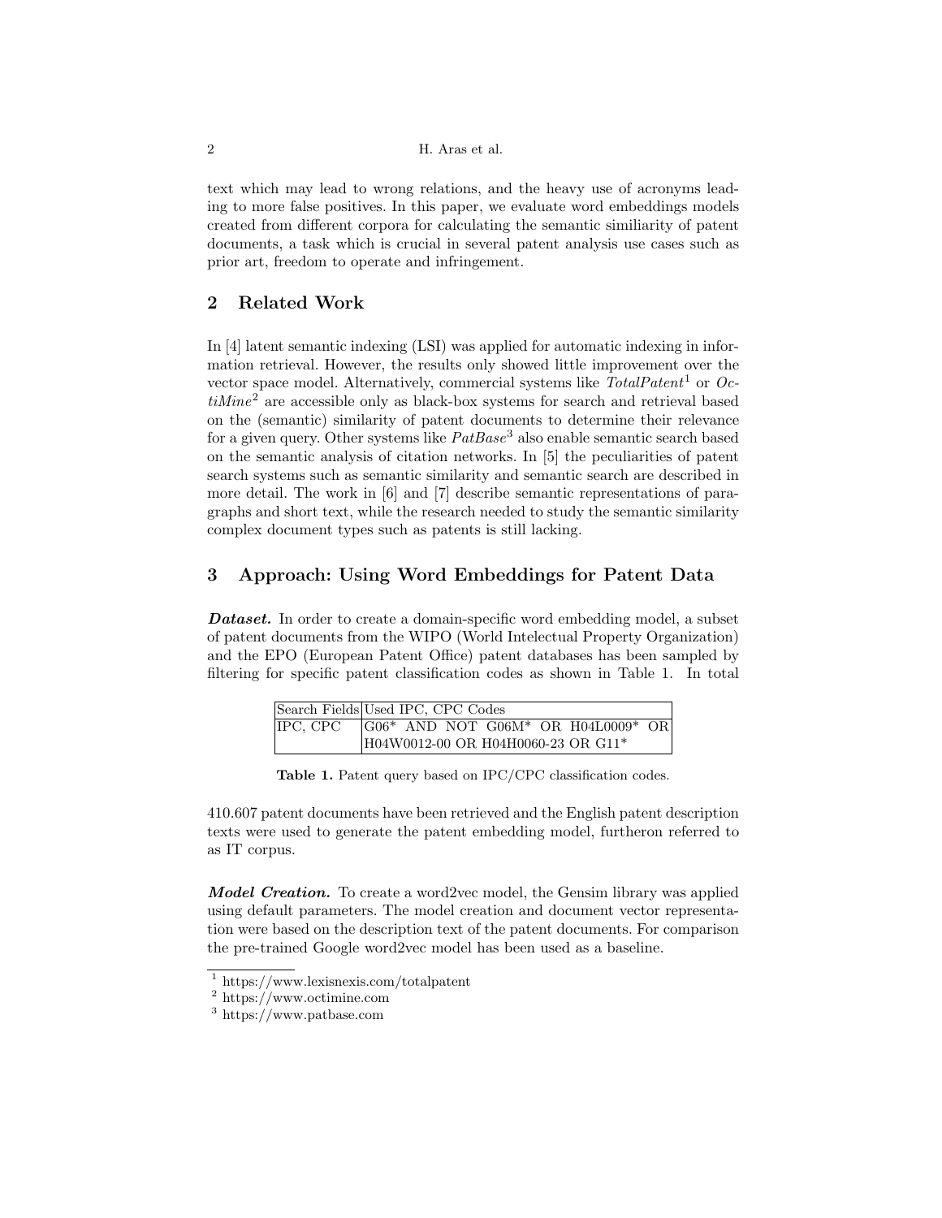text which may lead to wrong relations, and the heavy use of acronyms leading to more false positives. In this paper, we evaluate word embeddings models created from different corpora for calculating the semantic similiarity of patent documents, a task which is crucial in several patent analysis use cases such as prior art, freedom to operate and infringement.

## 2 Related Work

In [4] latent semantic indexing (LSI) was applied for automatic indexing in information retrieval. However, the results only showed little improvement over the vector space model. Alternatively, commercial systems like *TotalPatent*[1] or *OctiMine*[2] are accessible only as black-box systems for search and retrieval based on the (semantic) similarity of patent documents to determine their relevance for a given query. Other systems like *PatBase*[3] also enable semantic search based on the semantic analysis of citation networks. In [5] the peculiarities of patent search systems such as semantic similarity and semantic search are described in more detail. The work in [6] and [7] describe semantic representations of paragraphs and short text, while the research needed to study the semantic similarity complex document types such as patents is still lacking.

## 3 Approach: Using Word Embeddings for Patent Data

***Dataset.*** In order to create a domain-specific word embedding model, a subset of patent documents from the WIPO (World Intelectual Property Organization) and the EPO (European Patent Office) patent databases has been sampled by filtering for specific patent classification codes as shown in Table 1. In total

| Search Fields | Used IPC, CPC Codes |
| --- | --- |
| IPC, CPC | G06* AND NOT G06M* OR H04L0009* OR H04W0012-00 OR H04H0060-23 OR G11* |

**Table 1.** Patent query based on IPC/CPC classification codes.

410.607 patent documents have been retrieved and the English patent description texts were used to generate the patent embedding model, furtheron referred to as IT corpus.

***Model Creation.*** To create a word2vec model, the Gensim library was applied using default parameters. The model creation and document vector representation were based on the description text of the patent documents. For comparison the pre-trained Google word2vec model has been used as a baseline.

[1] https://www.lexisnexis.com/totalpatent

[2] https://www.octimine.com

[3] https://www.patbase.com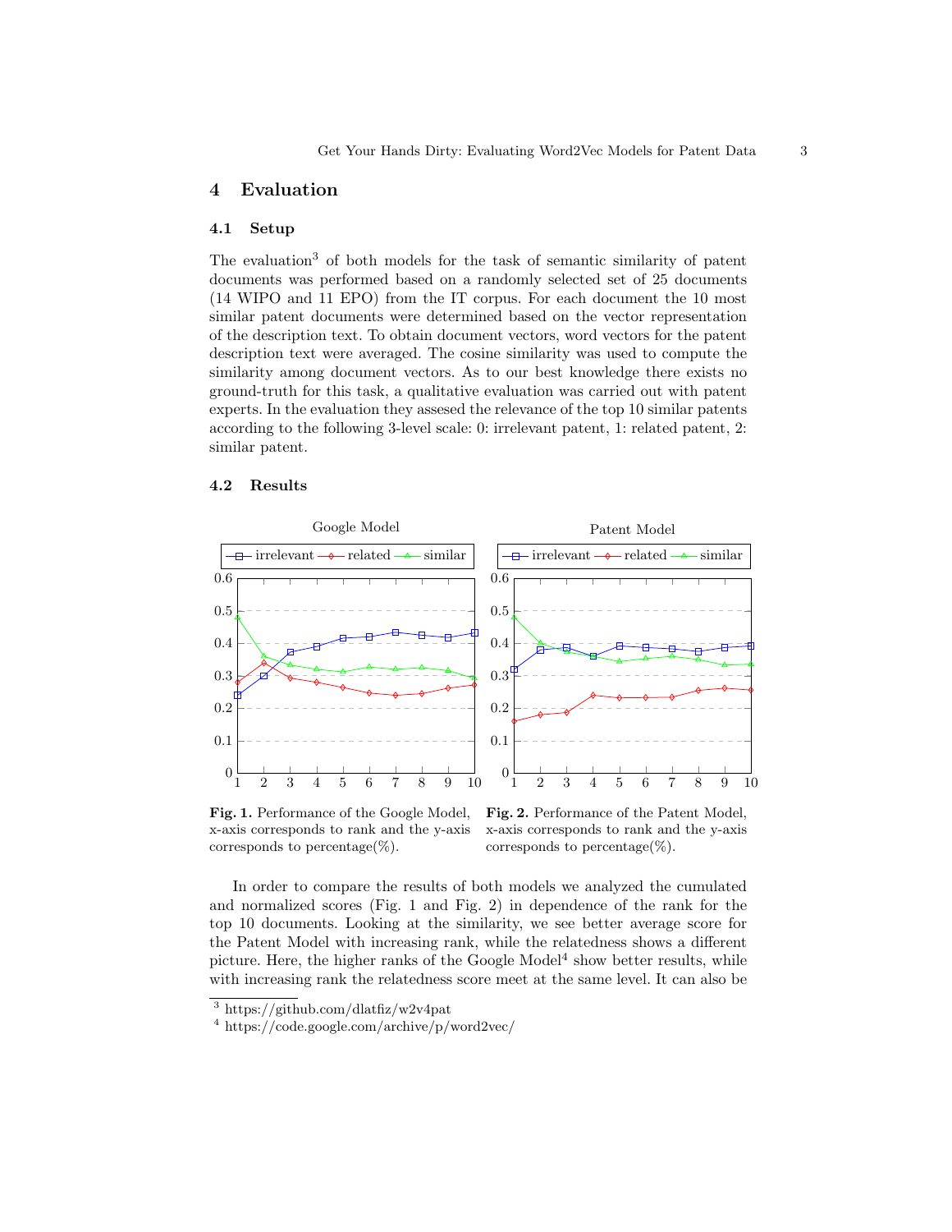## 4 Evaluation

### 4.1 Setup

The evaluation[3] of both models for the task of semantic similarity of patent documents was performed based on a randomly selected set of 25 documents (14 WIPO and 11 EPO) from the IT corpus. For each document the 10 most similar patent documents were determined based on the vector representation of the description text. To obtain document vectors, word vectors for the patent description text were averaged. The cosine similarity was used to compute the similarity among document vectors. As to our best knowledge there exists no ground-truth for this task, a qualitative evaluation was carried out with patent experts. In the evaluation they assesed the relevance of the top 10 similar patents according to the following 3-level scale: 0: irrelevant patent, 1: related patent, 2: similar patent.

### 4.2 Results

**Fig. 1.** Performance of the Google Model, x-axis corresponds to rank and the y-axis corresponds to percentage(%).

**Fig. 2.** Performance of the Patent Model, x-axis corresponds to rank and the y-axis corresponds to percentage(%).

In order to compare the results of both models we analyzed the cumulated and normalized scores (Fig. 1 and Fig. 2) in dependence of the rank for the top 10 documents. Looking at the similarity, we see better average score for the Patent Model with increasing rank, while the relatedness shows a different picture. Here, the higher ranks of the Google Model[4] show better results, while with increasing rank the relatedness score meet at the same level. It can also be

[3] https://github.com/dlatfiz/w2v4pat

[4] https://code.google.com/archive/p/word2vec/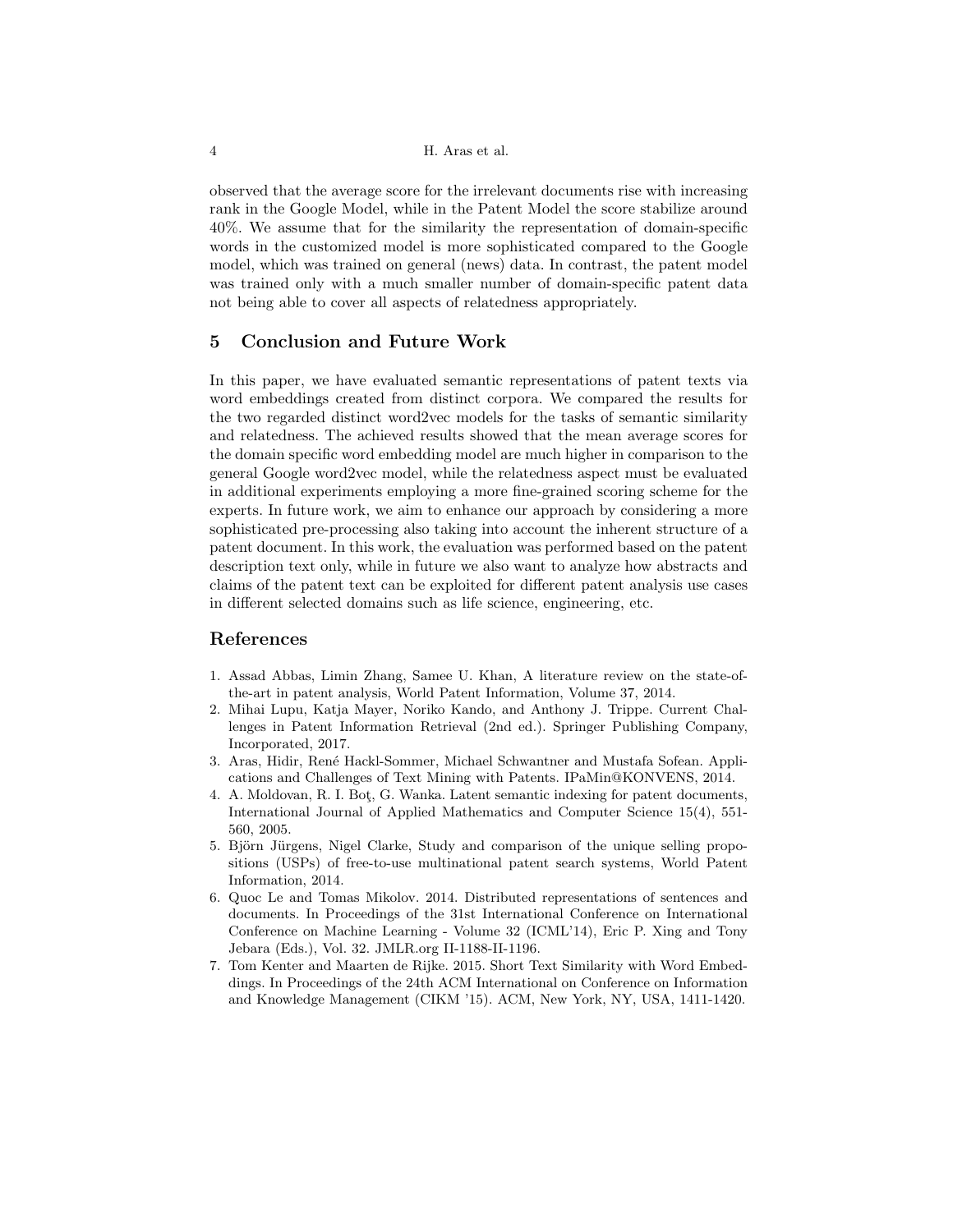observed that the average score for the irrelevant documents rise with increasing rank in the Google Model, while in the Patent Model the score stabilize around 40%. We assume that for the similarity the representation of domain-specific words in the customized model is more sophisticated compared to the Google model, which was trained on general (news) data. In contrast, the patent model was trained only with a much smaller number of domain-specific patent data not being able to cover all aspects of relatedness appropriately.

## 5 Conclusion and Future Work

In this paper, we have evaluated semantic representations of patent texts via word embeddings created from distinct corpora. We compared the results for the two regarded distinct word2vec models for the tasks of semantic similarity and relatedness. The achieved results showed that the mean average scores for the domain specific word embedding model are much higher in comparison to the general Google word2vec model, while the relatedness aspect must be evaluated in additional experiments employing a more fine-grained scoring scheme for the experts. In future work, we aim to enhance our approach by considering a more sophisticated pre-processing also taking into account the inherent structure of a patent document. In this work, the evaluation was performed based on the patent description text only, while in future we also want to analyze how abstracts and claims of the patent text can be exploited for different patent analysis use cases in different selected domains such as life science, engineering, etc.

## References

1. Assad Abbas, Limin Zhang, Samee U. Khan, A literature review on the state-of-the-art in patent analysis, World Patent Information, Volume 37, 2014.
2. Mihai Lupu, Katja Mayer, Noriko Kando, and Anthony J. Trippe. Current Challenges in Patent Information Retrieval (2nd ed.). Springer Publishing Company, Incorporated, 2017.
3. Aras, Hidir, René Hackl-Sommer, Michael Schwantner and Mustafa Sofean. Applications and Challenges of Text Mining with Patents. IPaMin@KONVENS, 2014.
4. A. Moldovan, R. I. Boţ, G. Wanka. Latent semantic indexing for patent documents, International Journal of Applied Mathematics and Computer Science 15(4), 551-560, 2005.
5. Björn Jürgens, Nigel Clarke, Study and comparison of the unique selling propositions (USPs) of free-to-use multinational patent search systems, World Patent Information, 2014.
6. Quoc Le and Tomas Mikolov. 2014. Distributed representations of sentences and documents. In Proceedings of the 31st International Conference on International Conference on Machine Learning - Volume 32 (ICML'14), Eric P. Xing and Tony Jebara (Eds.), Vol. 32. JMLR.org II-1188-II-1196.
7. Tom Kenter and Maarten de Rijke. 2015. Short Text Similarity with Word Embeddings. In Proceedings of the 24th ACM International on Conference on Information and Knowledge Management (CIKM '15). ACM, New York, NY, USA, 1411-1420.